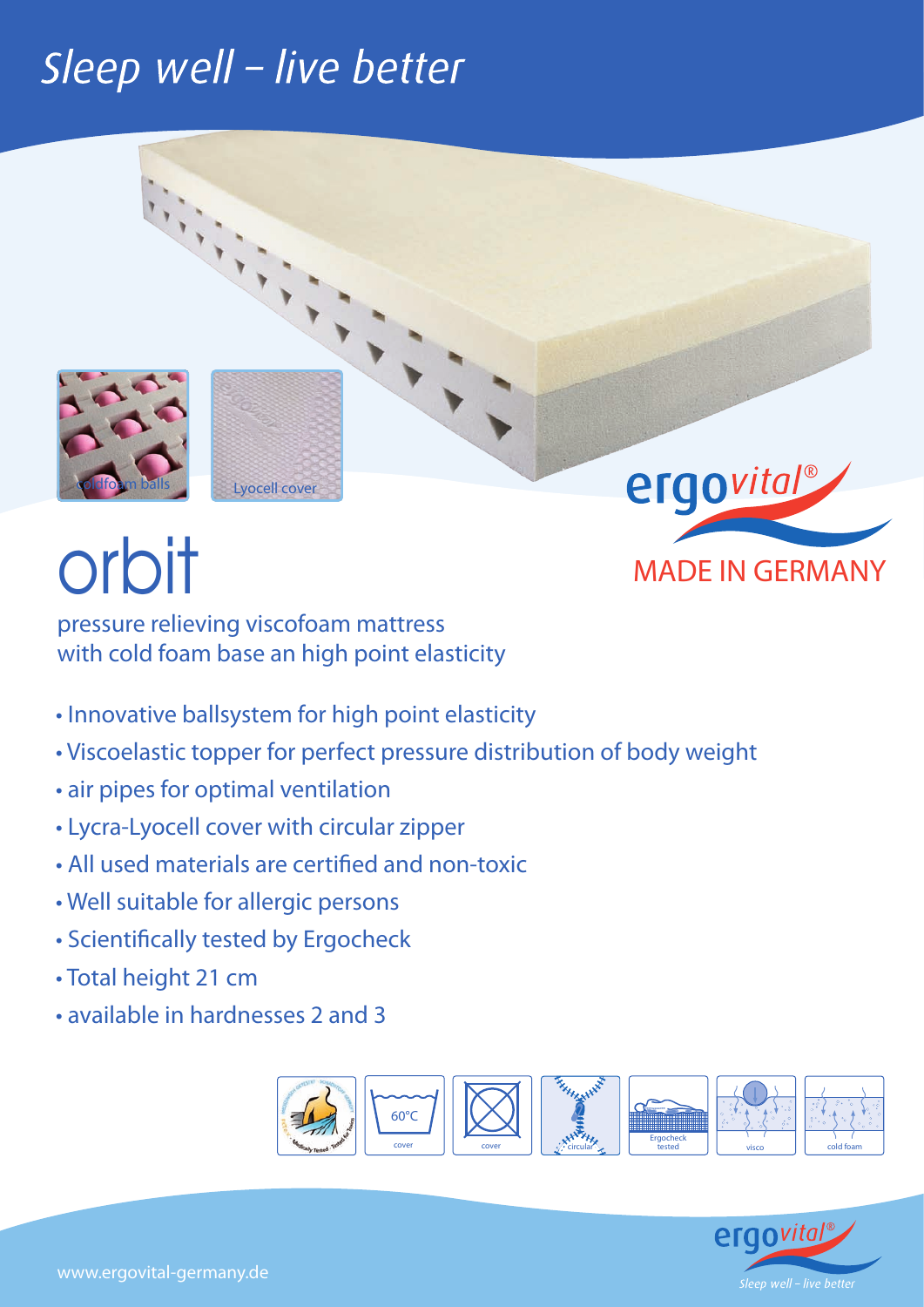*Sleep well – live better*

coldfoam balls

Lyocell cover

ergovital®

MADE IN GERMANY

# orbit

pressure relieving viscofoam mattress
with cold foam base an high point elasticity

- Innovative ballsystem for high point elasticity
- Viscoelastic topper for perfect pressure distribution of body weight
- air pipes for optimal ventilation
- Lycra-Lyocell cover with circular zipper
- All used materials are certified and non-toxic
- Well suitable for allergic persons
- Scientifically tested by Ergocheck
- Total height 21 cm
- available in hardnesses 2 and 3

60°C cover | cover | circular | Ergocheck tested | visco | cold foam

www.ergovital-germany.de

ergovital® *Sleep well – live better*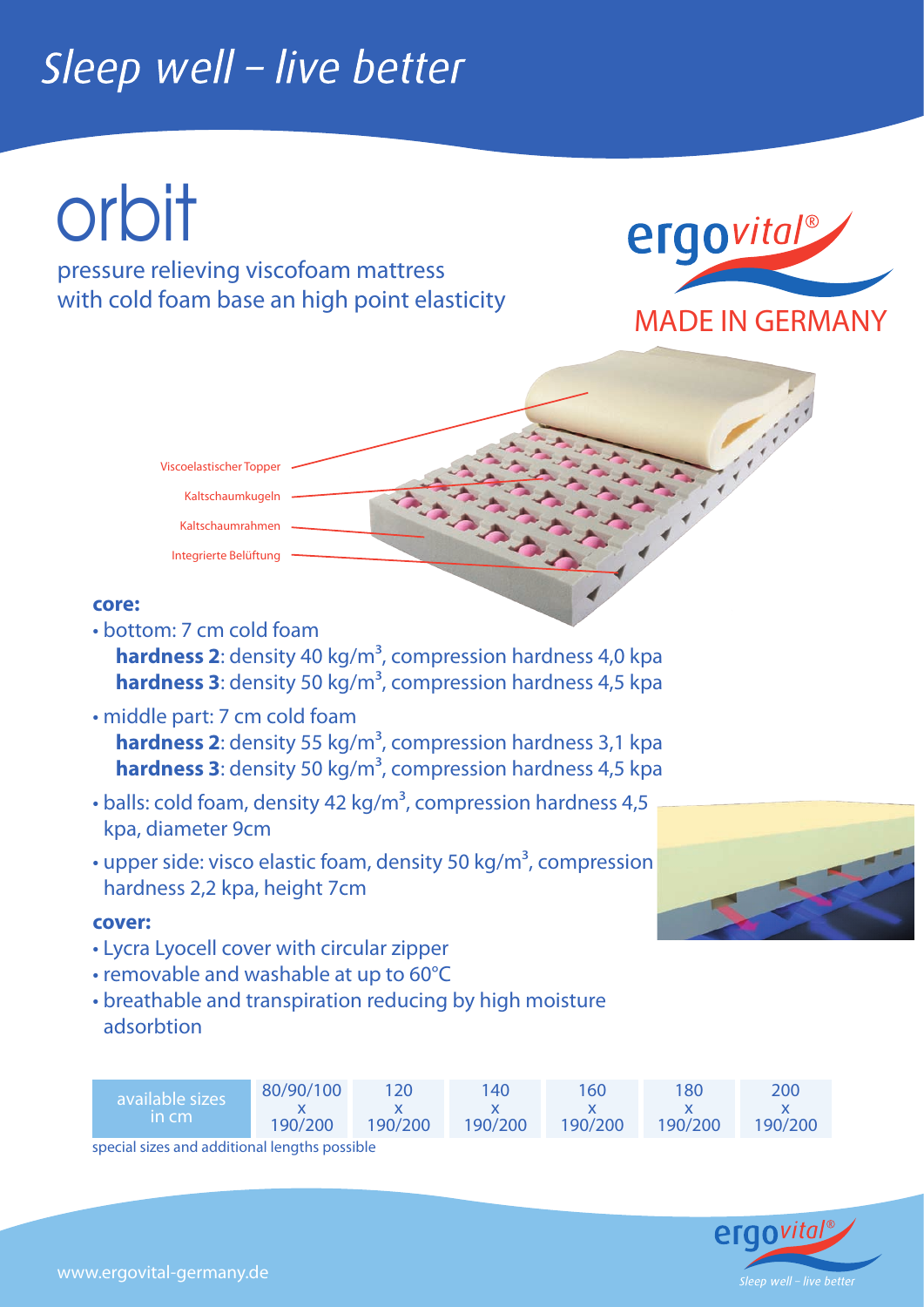# Sleep well – live better

# orbit

pressure relieving viscofoam mattress
with cold foam base an high point elasticity

ergovital®

MADE IN GERMANY

Viscoelastischer Topper

Kaltschaumkugeln

Kaltschaumrahmen

Integrierte Belüftung

**core:**

- bottom: 7 cm cold foam
  **hardness 2**: density 40 kg/m³, compression hardness 4,0 kpa
  **hardness 3**: density 50 kg/m³, compression hardness 4,5 kpa
- middle part: 7 cm cold foam
  **hardness 2**: density 55 kg/m³, compression hardness 3,1 kpa
  **hardness 3**: density 50 kg/m³, compression hardness 4,5 kpa
- balls: cold foam, density 42 kg/m³, compression hardness 4,5 kpa, diameter 9cm
- upper side: visco elastic foam, density 50 kg/m³, compression hardness 2,2 kpa, height 7cm

**cover:**

- Lycra Lyocell cover with circular zipper
- removable and washable at up to 60°C
- breathable and transpiration reducing by high moisture adsorbtion

| available sizes in cm | 80/90/100 x 190/200 | 120 x 190/200 | 140 x 190/200 | 160 x 190/200 | 180 x 190/200 | 200 x 190/200 |
|---|---|---|---|---|---|---|

special sizes and additional lengths possible

www.ergovital-germany.de

ergovital® Sleep well – live better